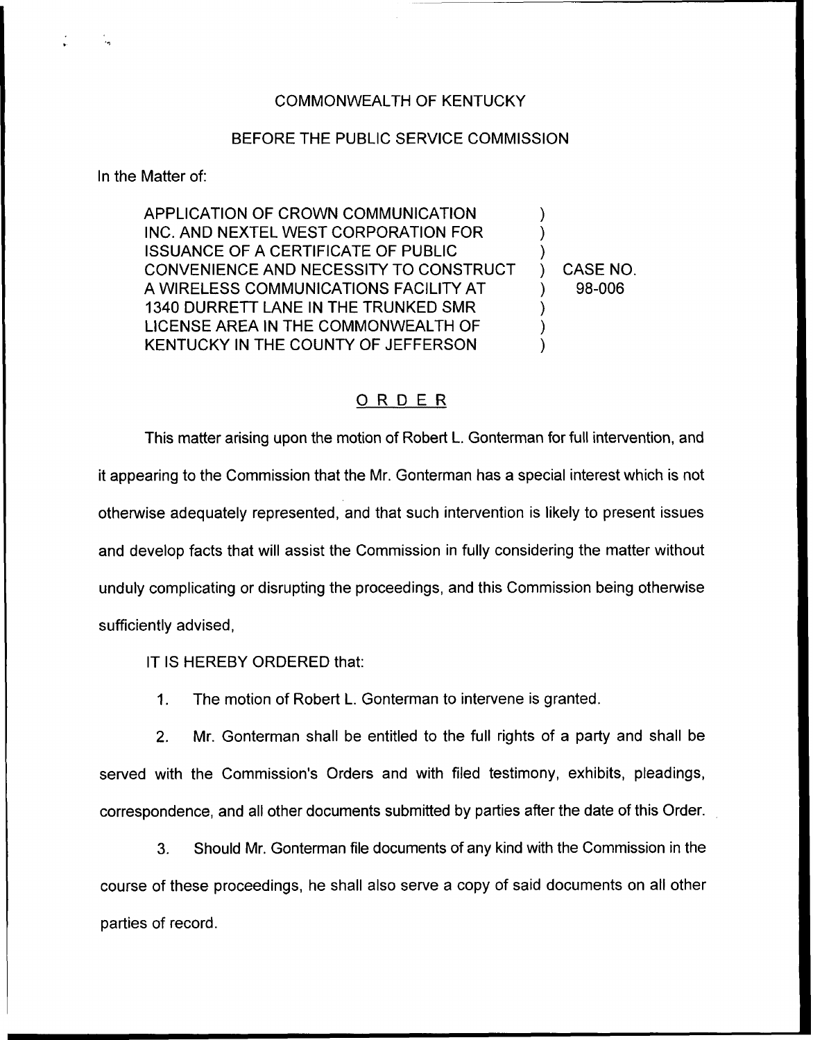COMMONWEALTH OF KENTUCKY

BEFORE THE PUBLIC SERVICE COMMISSION

In the Matter of:

| | | |
|---|---|---|
| APPLICATION OF CROWN COMMUNICATION INC. AND NEXTEL WEST CORPORATION FOR ISSUANCE OF A CERTIFICATE OF PUBLIC CONVENIENCE AND NECESSITY TO CONSTRUCT A WIRELESS COMMUNICATIONS FACILITY AT 1340 DURRETT LANE IN THE TRUNKED SMR LICENSE AREA IN THE COMMONWEALTH OF KENTUCKY IN THE COUNTY OF JEFFERSON | ) | CASE NO. 98-006 |

## ORDER

This matter arising upon the motion of Robert L. Gonterman for full intervention, and it appearing to the Commission that the Mr. Gonterman has a special interest which is not otherwise adequately represented, and that such intervention is likely to present issues and develop facts that will assist the Commission in fully considering the matter without unduly complicating or disrupting the proceedings, and this Commission being otherwise sufficiently advised,

IT IS HEREBY ORDERED that:

1. The motion of Robert L. Gonterman to intervene is granted.

2. Mr. Gonterman shall be entitled to the full rights of a party and shall be served with the Commission's Orders and with filed testimony, exhibits, pleadings, correspondence, and all other documents submitted by parties after the date of this Order.

3. Should Mr. Gonterman file documents of any kind with the Commission in the course of these proceedings, he shall also serve a copy of said documents on all other parties of record.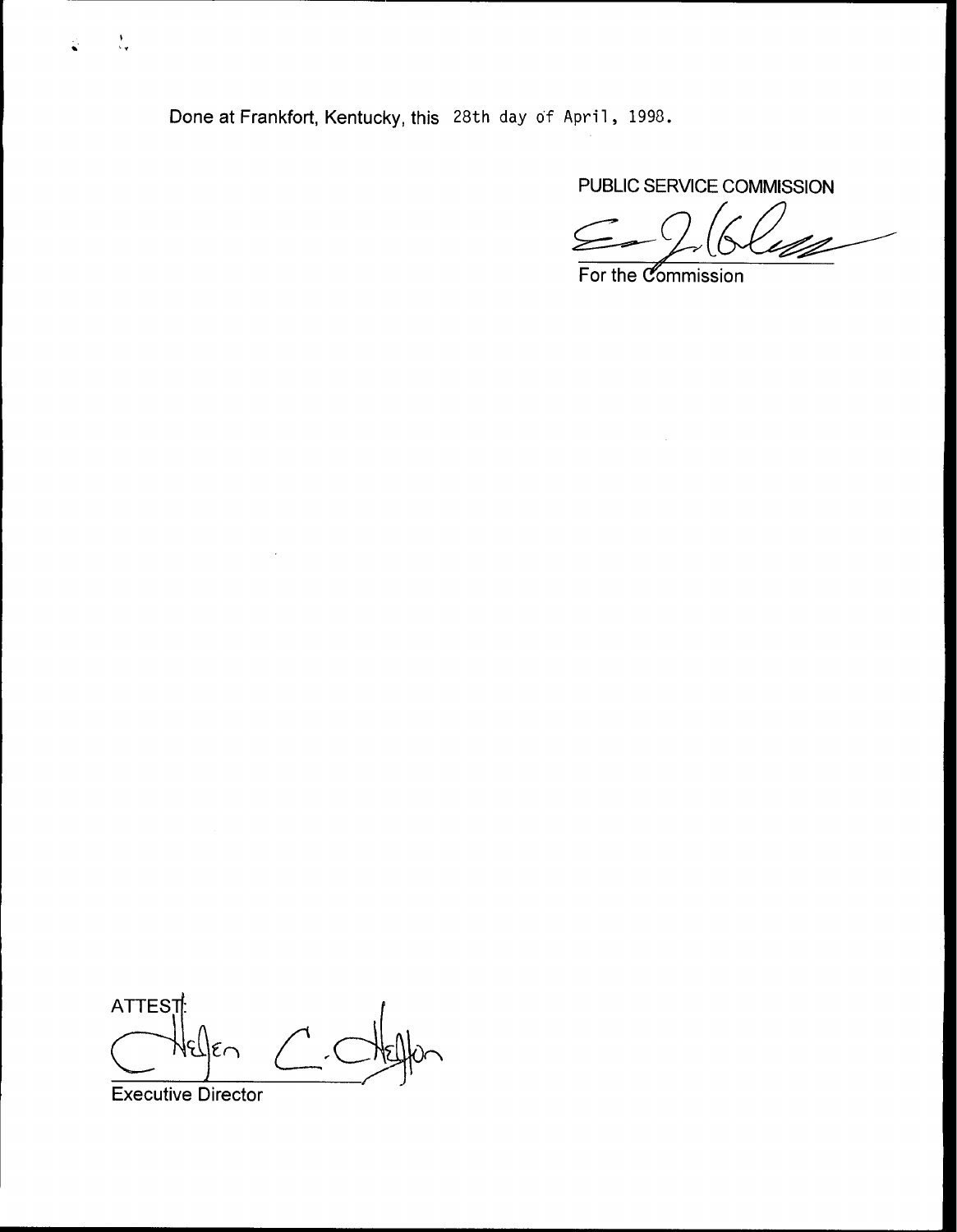Done at Frankfort, Kentucky, this 28th day of April, 1998.

PUBLIC SERVICE COMMISSION

For the Commission

ATTEST:

Executive Director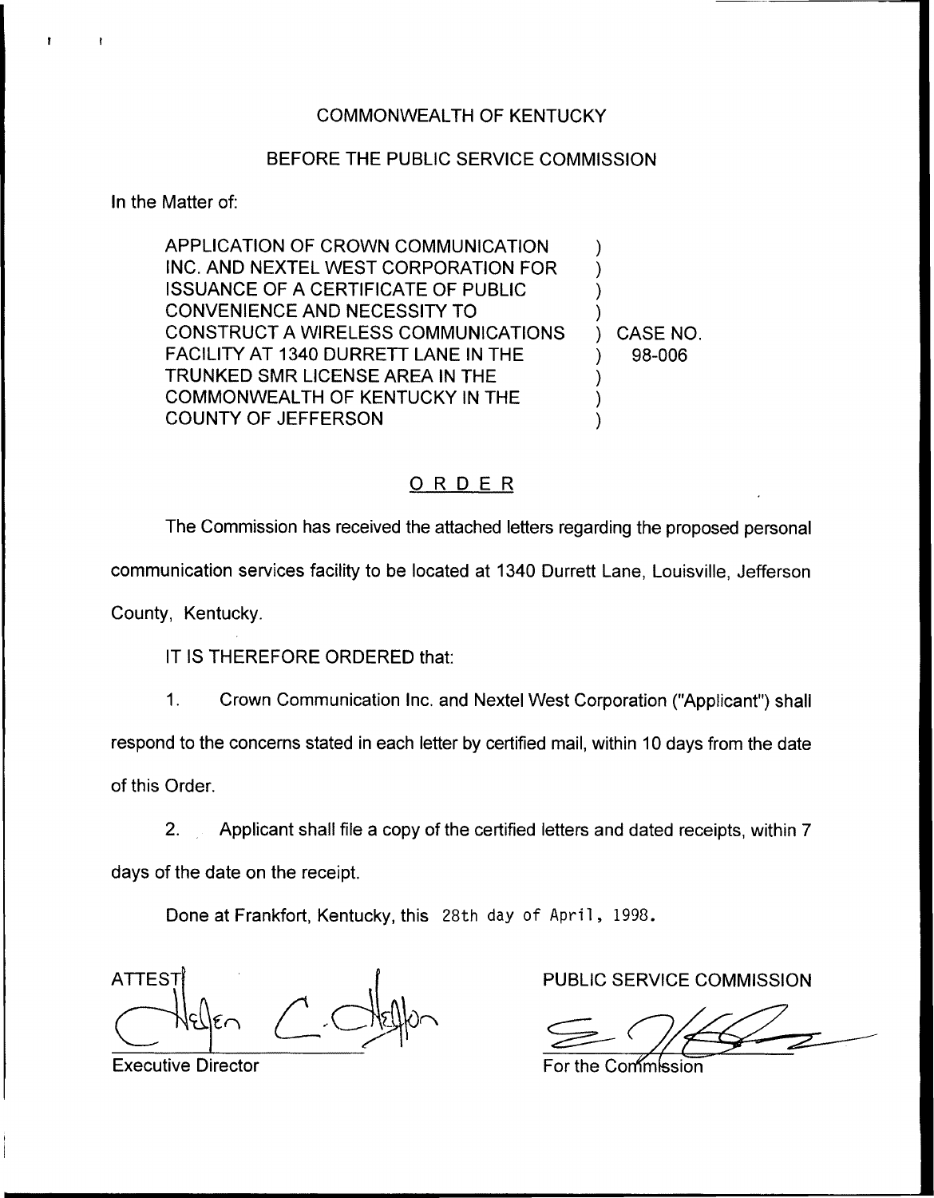COMMONWEALTH OF KENTUCKY

BEFORE THE PUBLIC SERVICE COMMISSION

In the Matter of:

| | | |
|---|---|---|
| APPLICATION OF CROWN COMMUNICATION INC. AND NEXTEL WEST CORPORATION FOR ISSUANCE OF A CERTIFICATE OF PUBLIC CONVENIENCE AND NECESSITY TO CONSTRUCT A WIRELESS COMMUNICATIONS FACILITY AT 1340 DURRETT LANE IN THE TRUNKED SMR LICENSE AREA IN THE COMMONWEALTH OF KENTUCKY IN THE COUNTY OF JEFFERSON | ) | CASE NO. 98-006 |

# ORDER

The Commission has received the attached letters regarding the proposed personal communication services facility to be located at 1340 Durrett Lane, Louisville, Jefferson County, Kentucky.

IT IS THEREFORE ORDERED that:

1. Crown Communication Inc. and Nextel West Corporation ("Applicant") shall respond to the concerns stated in each letter by certified mail, within 10 days from the date of this Order.

2. Applicant shall file a copy of the certified letters and dated receipts, within 7 days of the date on the receipt.

Done at Frankfort, Kentucky, this 28th day of April, 1998.

ATTEST:

Executive Director

PUBLIC SERVICE COMMISSION

For the Commission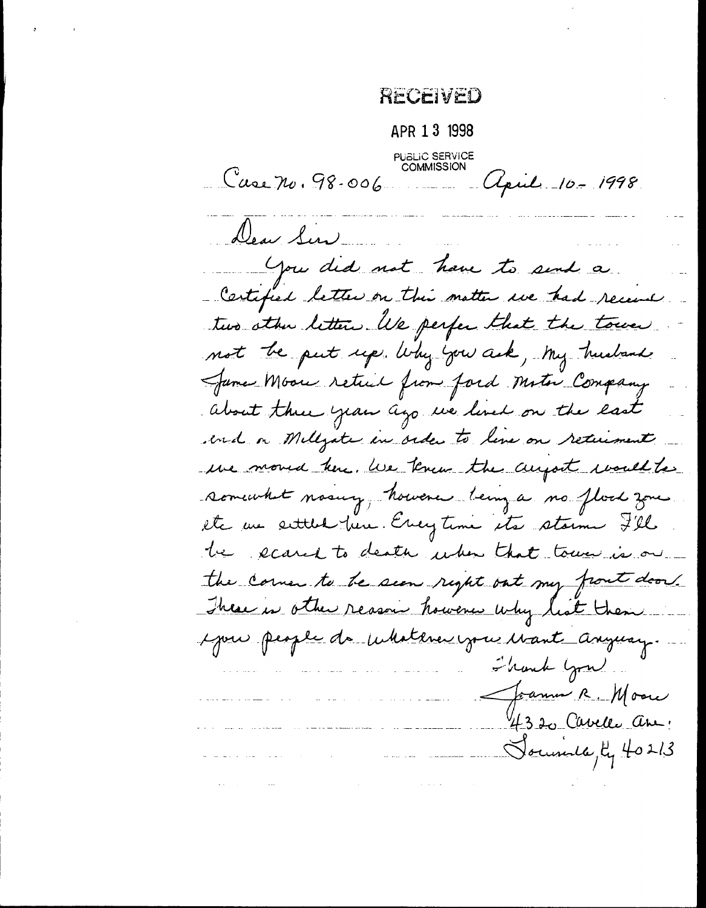RECEIVED

APR 13 1998

PUBLIC SERVICE COMMISSION

Case No. 98-006 April 10 - 1998

Dear Sir

You did not have to send a Certified letter on this matter we had receive two other letter. We perfer that the tower not be put up. Why you ask, my husband James Moore retired from Ford Motor Company about three years ago we lived on the east end on Millgate in order to live on retirement we moved here. We knew the airport would be somewhat noisy, however being a no flood zone etc we settled here. Everytime its storm I'll be scared to death when that tower is on the corner to be seen right out my front door. There is other reason however why list them you people do whatever you want anyway.

Thank you

Joanne R. Moore
4320 Cavelle Ave.
Louisville, Ky 40213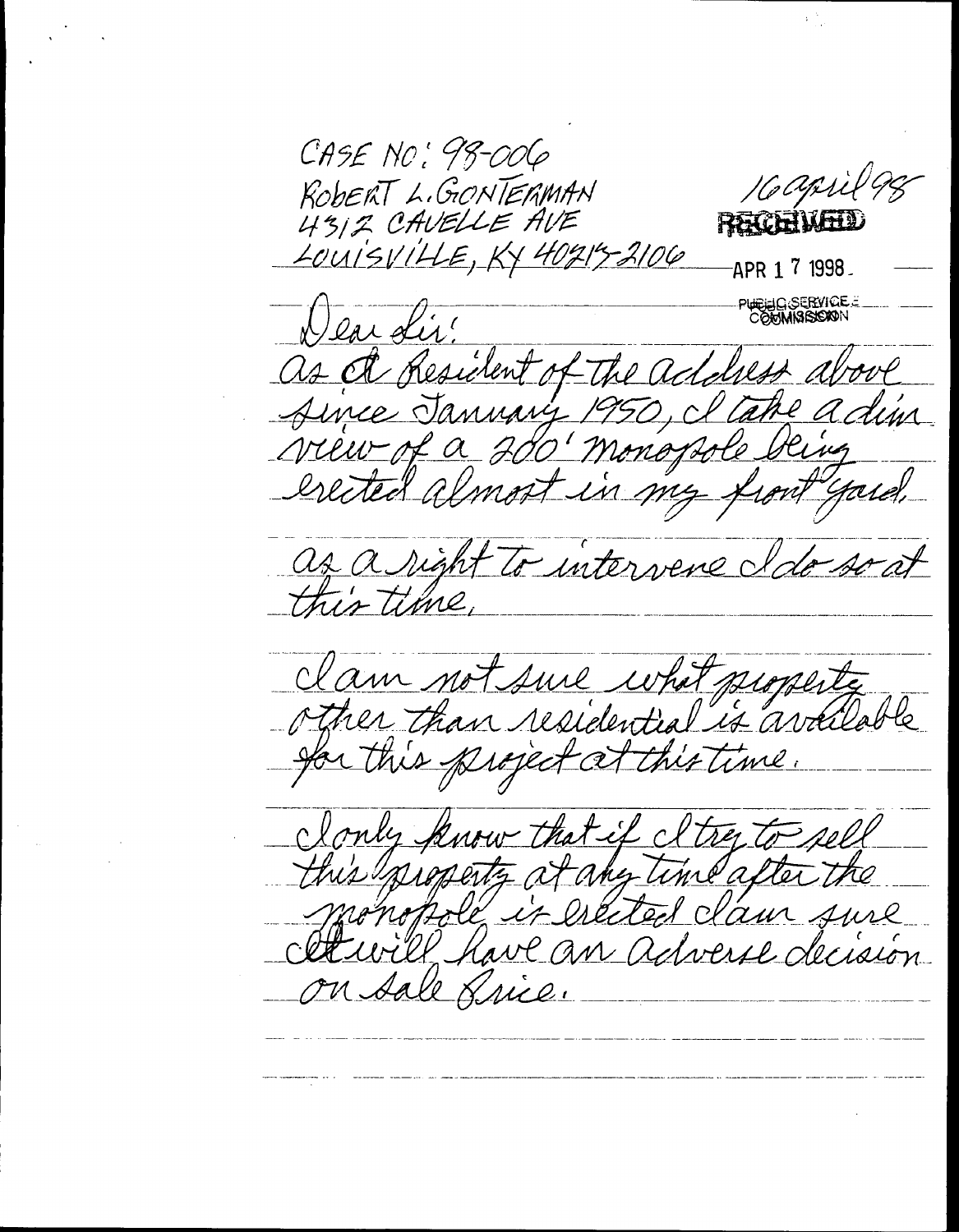CASE NO: 98-006
ROBERT L. GONTERMAN
4312 CAVELLE AVE
LOUISVILLE, KY 40213-2106

16 april 98

RECEIVED
APR 1 7 1998
PUBLIC SERVICE COMMISSION

Dear Sir:

As a Resident of the address above since January 1950, I take a dim view of a 200' monopole being erected almost in my front yard.

As a right to intervene I do so at this time.

I am not sure what property other than residential is available for this project at this time.

I only know that if I try to sell this property at any time after the monopole is erected I am sure it will have an adverse decision on sale price.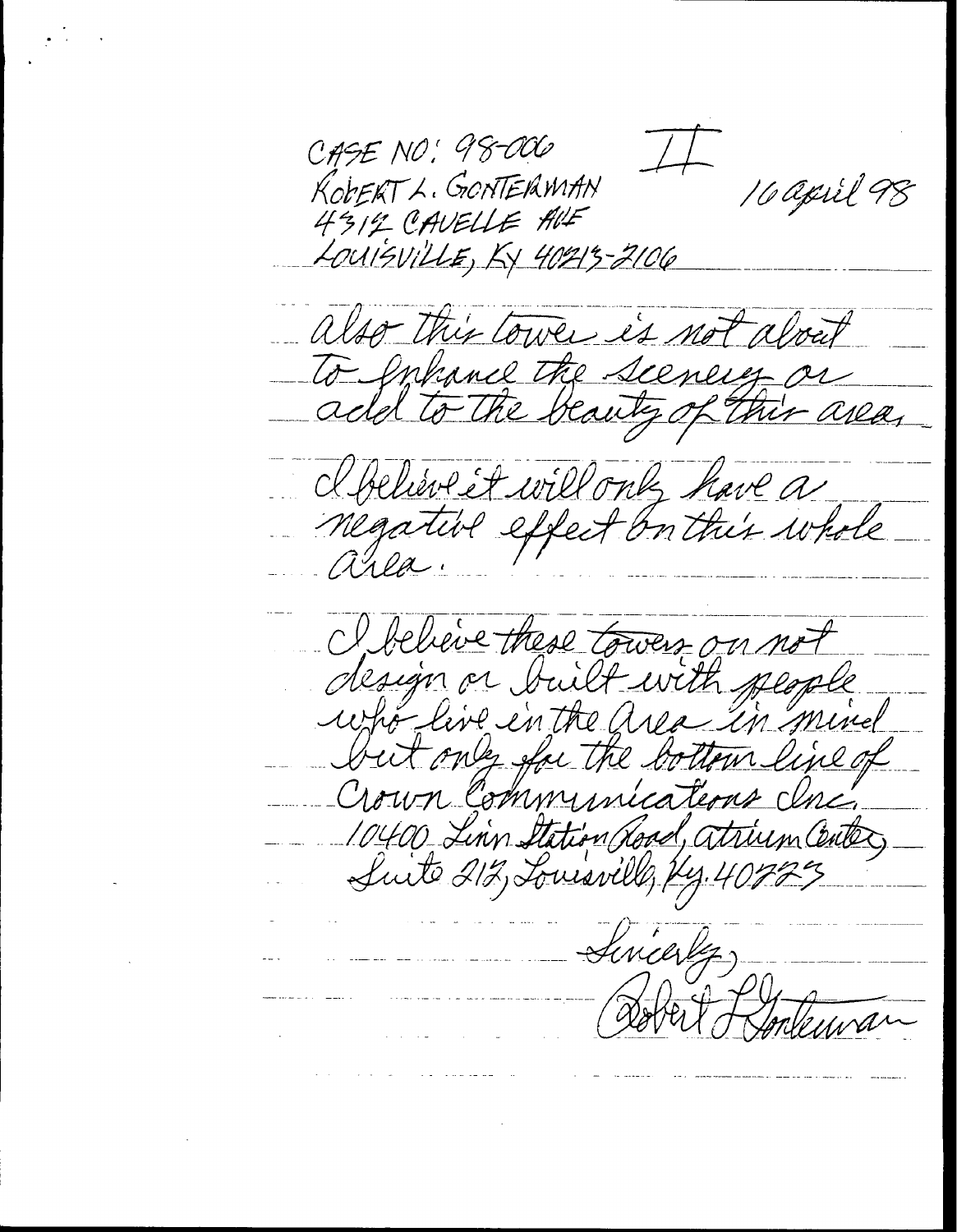CASE NO: 98-006 II 16 april 98

ROBERT L. GONTERMAN

4312 CAVELLE AVE

LOUISVILLE, KY 40213-2106

also this tower is not about to enhance the scenery or add to the beauty of this area.

I believe it will only have a negative effect on this whole area.

I believe these towers are not design or built with people who live in the area in mind but only for the bottom line of Crown Communications Inc. 10400 Linn Station Road, atrium Center, Suite 212, Louisville, Ky. 40223

Sincerly,

Robert L Gonterman